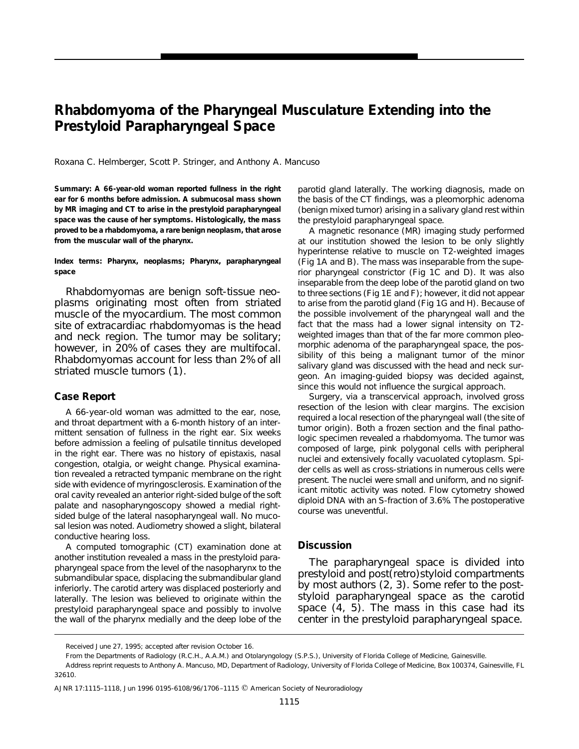# Rhabdomyoma of the Pharyngeal Musculature Extending into the Prestyloid Parapharyngeal Space

Roxana C. Helmberger, Scott P. Stringer, and Anthony A. Mancuso

**Summary: A 66-year-old woman reported fullness in the right ear for 6 months before admission. A submucosal mass shown by MR imaging and CT to arise in the prestyloid parapharyngeal space was the cause of her symptoms. Histologically, the mass proved to be a rhabdomyoma, a rare benign neoplasm, that arose from the muscular wall of the pharynx.**

**Index terms: Pharynx, neoplasms; Pharynx, parapharyngeal space**

Rhabdomyomas are benign soft-tissue neoplasms originating most often from striated muscle of the myocardium. The most common site of extracardiac rhabdomyomas is the head and neck region. The tumor may be solitary; however, in 20% of cases they are multifocal. Rhabdomyomas account for less than 2% of all striated muscle tumors (1).

## Case Report

A 66-year-old woman was admitted to the ear, nose, and throat department with a 6-month history of an intermittent sensation of fullness in the right ear. Six weeks before admission a feeling of pulsatile tinnitus developed in the right ear. There was no history of epistaxis, nasal congestion, otalgia, or weight change. Physical examination revealed a retracted tympanic membrane on the right side with evidence of myringosclerosis. Examination of the oral cavity revealed an anterior right-sided bulge of the soft palate and nasopharyngoscopy showed a medial right-sided bulge of the lateral nasopharyngeal wall. No mucosal lesion was noted. Audiometry showed a slight, bilateral conductive hearing loss.

A computed tomographic (CT) examination done at another institution revealed a mass in the prestyloid parapharyngeal space from the level of the nasopharynx to the submandibular space, displacing the submandibular gland inferiorly. The carotid artery was displaced posteriorly and laterally. The lesion was believed to originate within the prestyloid parapharyngeal space and possibly to involve the wall of the pharynx medially and the deep lobe of the parotid gland laterally. The working diagnosis, made on the basis of the CT findings, was a pleomorphic adenoma (benign mixed tumor) arising in a salivary gland rest within the prestyloid parapharyngeal space.

A magnetic resonance (MR) imaging study performed at our institution showed the lesion to be only slightly hyperintense relative to muscle on T2-weighted images (Fig 1A and B). The mass was inseparable from the superior pharyngeal constrictor (Fig 1C and D). It was also inseparable from the deep lobe of the parotid gland on two to three sections (Fig 1E and F); however, it did not appear to arise from the parotid gland (Fig 1G and H). Because of the possible involvement of the pharyngeal wall and the fact that the mass had a lower signal intensity on T2-weighted images than that of the far more common pleomorphic adenoma of the parapharyngeal space, the possibility of this being a malignant tumor of the minor salivary gland was discussed with the head and neck surgeon. An imaging-guided biopsy was decided against, since this would not influence the surgical approach.

Surgery, via a transcervical approach, involved gross resection of the lesion with clear margins. The excision required a local resection of the pharyngeal wall (the site of tumor origin). Both a frozen section and the final pathologic specimen revealed a rhabdomyoma. The tumor was composed of large, pink polygonal cells with peripheral nuclei and extensively focally vacuolated cytoplasm. Spider cells as well as cross-striations in numerous cells were present. The nuclei were small and uniform, and no significant mitotic activity was noted. Flow cytometry showed diploid DNA with an S-fraction of 3.6%. The postoperative course was uneventful.

## Discussion

The parapharyngeal space is divided into prestyloid and post(retro)styloid compartments by most authors (2, 3). Some refer to the poststyloid parapharyngeal space as the carotid space (4, 5). The mass in this case had its center in the prestyloid parapharyngeal space.

Received June 27, 1995; accepted after revision October 16.

From the Departments of Radiology (R.C.H., A.A.M.) and Otolaryngology (S.P.S.), University of Florida College of Medicine, Gainesville.

Address reprint requests to Anthony A. Mancuso, MD, Department of Radiology, University of Florida College of Medicine, Box 100374, Gainesville, FL 32610.

AJNR 17:1115–1118, Jun 1996 0195-6108/96/1706–1115 © American Society of Neuroradiology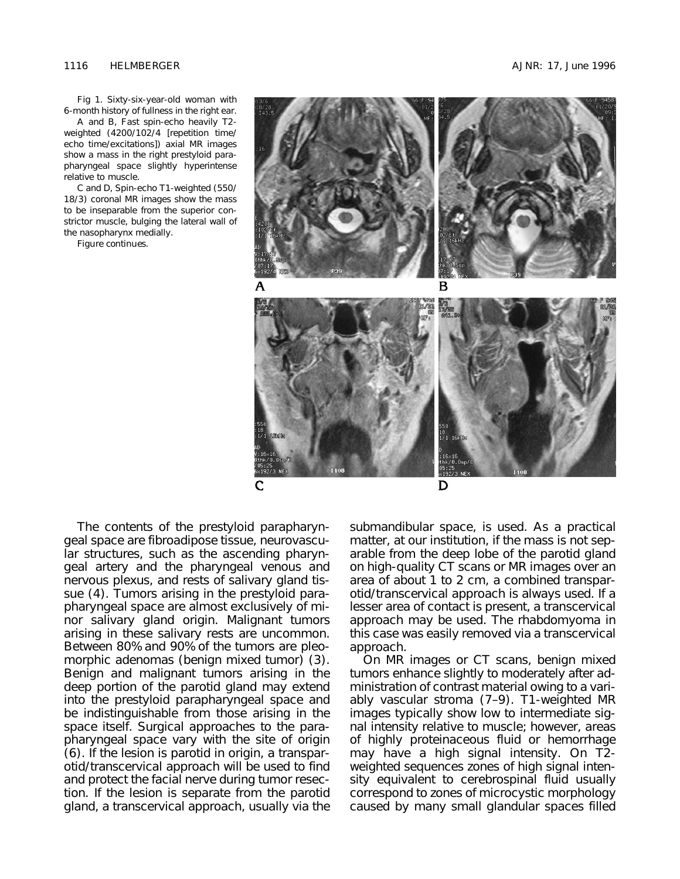Fig 1. Sixty-six-year-old woman with 6-month history of fullness in the right ear.

A and B, Fast spin-echo heavily T2-weighted (4200/102/4 [repetition time/echo time/excitations]) axial MR images show a mass in the right prestyloid parapharyngeal space slightly hyperintense relative to muscle.

C and D, Spin-echo T1-weighted (550/18/3) coronal MR images show the mass to be inseparable from the superior constrictor muscle, bulging the lateral wall of the nasopharynx medially.

*Figure continues.*

The contents of the prestyloid parapharyngeal space are fibroadipose tissue, neurovascular structures, such as the ascending pharyngeal artery and the pharyngeal venous and nervous plexus, and rests of salivary gland tissue (4). Tumors arising in the prestyloid parapharyngeal space are almost exclusively of minor salivary gland origin. Malignant tumors arising in these salivary rests are uncommon. Between 80% and 90% of the tumors are pleomorphic adenomas (benign mixed tumor) (3). Benign and malignant tumors arising in the deep portion of the parotid gland may extend into the prestyloid parapharyngeal space and be indistinguishable from those arising in the space itself. Surgical approaches to the parapharyngeal space vary with the site of origin (6). If the lesion is parotid in origin, a transparotid/transcervical approach will be used to find and protect the facial nerve during tumor resection. If the lesion is separate from the parotid gland, a transcervical approach, usually via the submandibular space, is used. As a practical matter, at our institution, if the mass is not separable from the deep lobe of the parotid gland on high-quality CT scans or MR images over an area of about 1 to 2 cm, a combined transparotid/transcervical approach is always used. If a lesser area of contact is present, a transcervical approach may be used. The rhabdomyoma in this case was easily removed via a transcervical approach.

On MR images or CT scans, benign mixed tumors enhance slightly to moderately after administration of contrast material owing to a variably vascular stroma (7–9). T1-weighted MR images typically show low to intermediate signal intensity relative to muscle; however, areas of highly proteinaceous fluid or hemorrhage may have a high signal intensity. On T2-weighted sequences zones of high signal intensity equivalent to cerebrospinal fluid usually correspond to zones of microcystic morphology caused by many small glandular spaces filled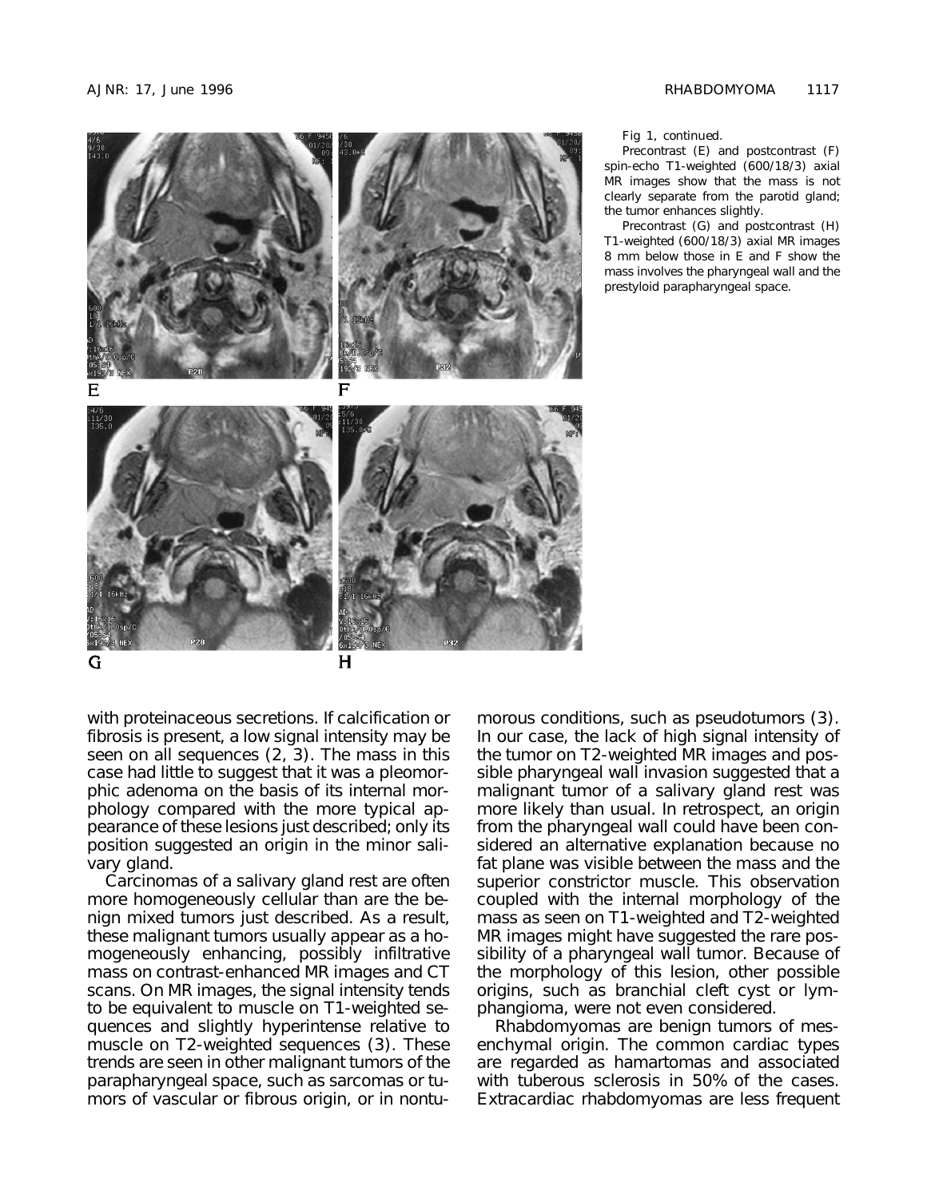Fig 1, continued.

Precontrast (E) and postcontrast (F) spin-echo T1-weighted (600/18/3) axial MR images show that the mass is not clearly separate from the parotid gland; the tumor enhances slightly.

Precontrast (G) and postcontrast (H) T1-weighted (600/18/3) axial MR images 8 mm below those in E and F show the mass involves the pharyngeal wall and the prestyloid parapharyngeal space.

with proteinaceous secretions. If calcification or fibrosis is present, a low signal intensity may be seen on all sequences (2, 3). The mass in this case had little to suggest that it was a pleomorphic adenoma on the basis of its internal morphology compared with the more typical appearance of these lesions just described; only its position suggested an origin in the minor salivary gland.

Carcinomas of a salivary gland rest are often more homogeneously cellular than are the benign mixed tumors just described. As a result, these malignant tumors usually appear as a homogeneously enhancing, possibly infiltrative mass on contrast-enhanced MR images and CT scans. On MR images, the signal intensity tends to be equivalent to muscle on T1-weighted sequences and slightly hyperintense relative to muscle on T2-weighted sequences (3). These trends are seen in other malignant tumors of the parapharyngeal space, such as sarcomas or tumors of vascular or fibrous origin, or in nontumorous conditions, such as pseudotumors (3). In our case, the lack of high signal intensity of the tumor on T2-weighted MR images and possible pharyngeal wall invasion suggested that a malignant tumor of a salivary gland rest was more likely than usual. In retrospect, an origin from the pharyngeal wall could have been considered an alternative explanation because no fat plane was visible between the mass and the superior constrictor muscle. This observation coupled with the internal morphology of the mass as seen on T1-weighted and T2-weighted MR images might have suggested the rare possibility of a pharyngeal wall tumor. Because of the morphology of this lesion, other possible origins, such as branchial cleft cyst or lymphangioma, were not even considered.

Rhabdomyomas are benign tumors of mesenchymal origin. The common cardiac types are regarded as hamartomas and associated with tuberous sclerosis in 50% of the cases. Extracardiac rhabdomyomas are less frequent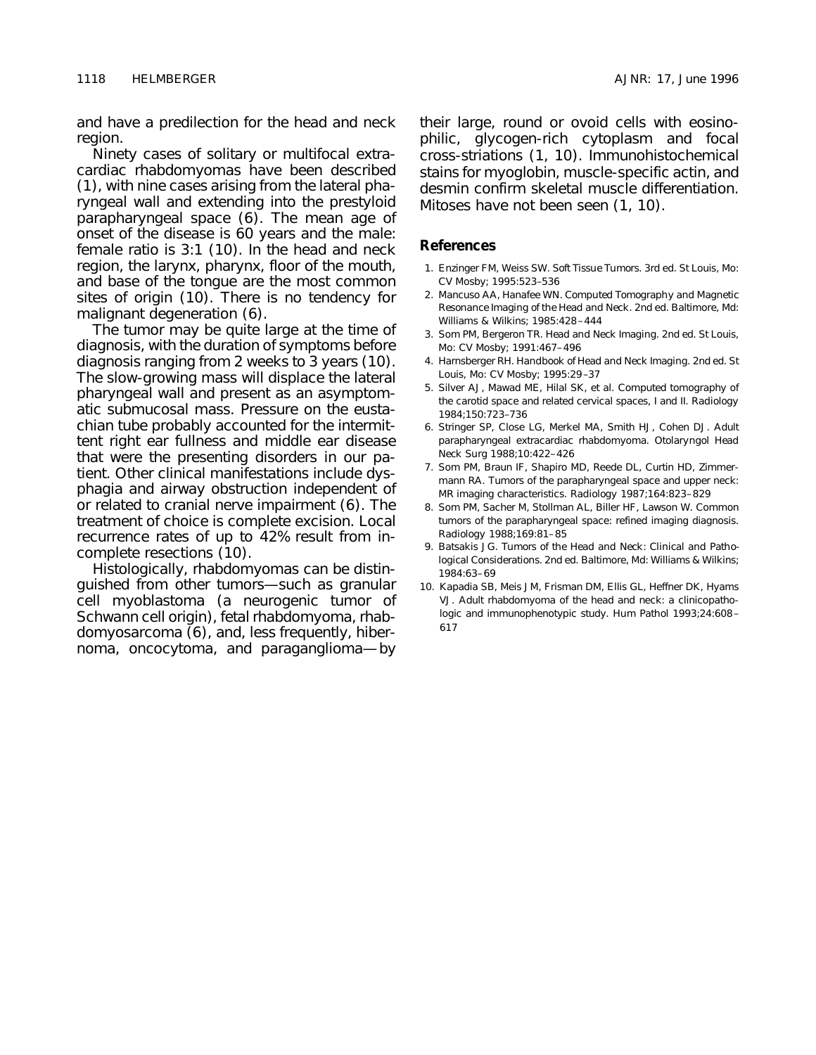and have a predilection for the head and neck region.

Ninety cases of solitary or multifocal extracardiac rhabdomyomas have been described (1), with nine cases arising from the lateral pharyngeal wall and extending into the prestyloid parapharyngeal space (6). The mean age of onset of the disease is 60 years and the male: female ratio is 3:1 (10). In the head and neck region, the larynx, pharynx, floor of the mouth, and base of the tongue are the most common sites of origin (10). There is no tendency for malignant degeneration (6).

The tumor may be quite large at the time of diagnosis, with the duration of symptoms before diagnosis ranging from 2 weeks to 3 years (10). The slow-growing mass will displace the lateral pharyngeal wall and present as an asymptomatic submucosal mass. Pressure on the eustachian tube probably accounted for the intermittent right ear fullness and middle ear disease that were the presenting disorders in our patient. Other clinical manifestations include dysphagia and airway obstruction independent of or related to cranial nerve impairment (6). The treatment of choice is complete excision. Local recurrence rates of up to 42% result from incomplete resections (10).

Histologically, rhabdomyomas can be distinguished from other tumors—such as granular cell myoblastoma (a neurogenic tumor of Schwann cell origin), fetal rhabdomyoma, rhabdomyosarcoma (6), and, less frequently, hibernoma, oncocytoma, and paraganglioma—by their large, round or ovoid cells with eosinophilic, glycogen-rich cytoplasm and focal cross-striations (1, 10). Immunohistochemical stains for myoglobin, muscle-specific actin, and desmin confirm skeletal muscle differentiation. Mitoses have not been seen (1, 10).

## References

1. Enzinger FM, Weiss SW. Soft Tissue Tumors. 3rd ed. St Louis, Mo: CV Mosby; 1995:523–536
2. Mancuso AA, Hanafee WN. Computed Tomography and Magnetic Resonance Imaging of the Head and Neck. 2nd ed. Baltimore, Md: Williams & Wilkins; 1985:428–444
3. Som PM, Bergeron TR. Head and Neck Imaging. 2nd ed. St Louis, Mo: CV Mosby; 1991:467–496
4. Harnsberger RH. Handbook of Head and Neck Imaging. 2nd ed. St Louis, Mo: CV Mosby; 1995:29–37
5. Silver AJ, Mawad ME, Hilal SK, et al. Computed tomography of the carotid space and related cervical spaces, I and II. Radiology 1984;150:723–736
6. Stringer SP, Close LG, Merkel MA, Smith HJ, Cohen DJ. Adult parapharyngeal extracardiac rhabdomyoma. Otolaryngol Head Neck Surg 1988;10:422–426
7. Som PM, Braun IF, Shapiro MD, Reede DL, Curtin HD, Zimmermann RA. Tumors of the parapharyngeal space and upper neck: MR imaging characteristics. Radiology 1987;164:823–829
8. Som PM, Sacher M, Stollman AL, Biller HF, Lawson W. Common tumors of the parapharyngeal space: refined imaging diagnosis. Radiology 1988;169:81–85
9. Batsakis JG. Tumors of the Head and Neck: Clinical and Pathological Considerations. 2nd ed. Baltimore, Md: Williams & Wilkins; 1984:63–69
10. Kapadia SB, Meis JM, Frisman DM, Ellis GL, Heffner DK, Hyams VJ. Adult rhabdomyoma of the head and neck: a clinicopathologic and immunophenotypic study. Hum Pathol 1993;24:608–617